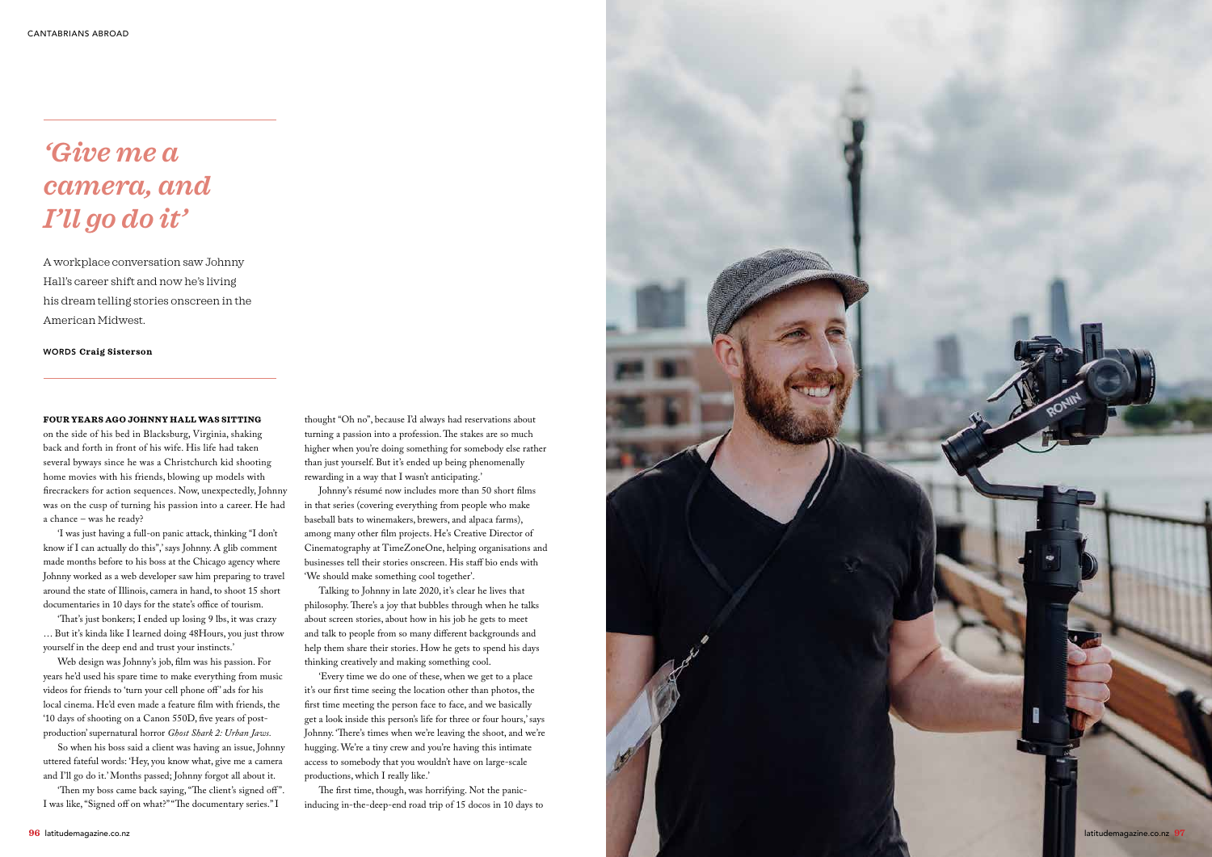# *'Give me a camera, and I'll go do it'*

A workplace conversation saw Johnny Hall's career shift and now he's living his dream telling stories onscreen in the American Midwest.

**WORDS Craig Sisterson**

**FOUR YEARS AGO JOHNNY HALL WAS SITTING** on the side of his bed in Blacksburg, Virginia, shaking back and forth in front of his wife. His life had taken several byways since he was a Christchurch kid shooting home movies with his friends, blowing up models with firecrackers for action sequences. Now, unexpectedly, Johnny was on the cusp of turning his passion into a career. He had a chance – was he ready?

'I was just having a full-on panic attack, thinking "I don't know if I can actually do this",' says Johnny. A glib comment made months before to his boss at the Chicago agency where Johnny worked as a web developer saw him preparing to travel around the state of Illinois, camera in hand, to shoot 15 short documentaries in 10 days for the state's office of tourism.

'That's just bonkers; I ended up losing 9 lbs, it was crazy … But it's kinda like I learned doing 48Hours, you just throw yourself in the deep end and trust your instincts.'

Web design was Johnny's job, film was his passion. For years he'd used his spare time to make everything from music videos for friends to 'turn your cell phone off' ads for his local cinema. He'd even made a feature film with friends, the '10 days of shooting on a Canon 550D, five years of post-production' supernatural horror *Ghost Shark 2: Urban Jaws*.

So when his boss said a client was having an issue, Johnny uttered fateful words: 'Hey, you know what, give me a camera and I'll go do it.' Months passed; Johnny forgot all about it.

'Then my boss came back saying, "The client's signed off". I was like, "Signed off on what?" "The documentary series." I thought "Oh no", because I'd always had reservations about turning a passion into a profession. The stakes are so much higher when you're doing something for somebody else rather than just yourself. But it's ended up being phenomenally rewarding in a way that I wasn't anticipating.'

Johnny's résumé now includes more than 50 short films in that series (covering everything from people who make baseball bats to winemakers, brewers, and alpaca farms), among many other film projects. He's Creative Director of Cinematography at TimeZoneOne, helping organisations and businesses tell their stories onscreen. His staff bio ends with 'We should make something cool together'.

Talking to Johnny in late 2020, it's clear he lives that philosophy. There's a joy that bubbles through when he talks about screen stories, about how in his job he gets to meet and talk to people from so many different backgrounds and help them share their stories. How he gets to spend his days thinking creatively and making something cool.

'Every time we do one of these, when we get to a place it's our first time seeing the location other than photos, the first time meeting the person face to face, and we basically get a look inside this person's life for three or four hours,' says Johnny. 'There's times when we're leaving the shoot, and we're hugging. We're a tiny crew and you're having this intimate access to somebody that you wouldn't have on large-scale productions, which I really like.'

The first time, though, was horrifying. Not the panic-inducing in-the-deep-end road trip of 15 docos in 10 days to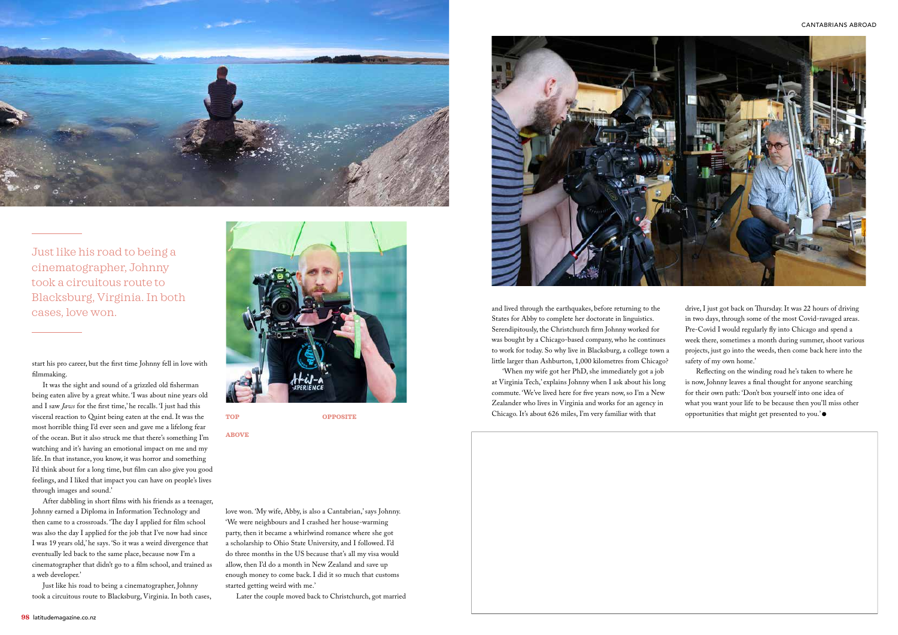> Just like his road to being a cinematographer, Johnny took a circuitous route to Blacksburg, Virginia. In both cases, love won.

start his pro career, but the first time Johnny fell in love with filmmaking.

It was the sight and sound of a grizzled old fisherman being eaten alive by a great white. 'I was about nine years old and I saw *Jaws* for the first time,' he recalls. 'I just had this visceral reaction to Quint being eaten at the end. It was the most horrible thing I'd ever seen and gave me a lifelong fear of the ocean. But it also struck me that there's something I'm watching and it's having an emotional impact on me and my life. In that instance, you know, it was horror and something I'd think about for a long time, but film can also give you good feelings, and I liked that impact you can have on people's lives through images and sound.'

After dabbling in short films with his friends as a teenager, Johnny earned a Diploma in Information Technology and then came to a crossroads. 'The day I applied for film school was also the day I applied for the job that I've now had since I was 19 years old,' he says. 'So it was a weird divergence that eventually led back to the same place, because now I'm a cinematographer that didn't go to a film school, and trained as a web developer.'

Just like his road to being a cinematographer, Johnny took a circuitous route to Blacksburg, Virginia. In both cases, love won. 'My wife, Abby, is also a Cantabrian,' says Johnny. 'We were neighbours and I crashed her house-warming party, then it became a whirlwind romance where she got a scholarship to Ohio State University, and I followed. I'd do three months in the US because that's all my visa would allow, then I'd do a month in New Zealand and save up enough money to come back. I did it so much that customs started getting weird with me.'

Later the couple moved back to Christchurch, got married and lived through the earthquakes, before returning to the States for Abby to complete her doctorate in linguistics. Serendipitously, the Christchurch firm Johnny worked for was bought by a Chicago-based company, who he continues to work for today. So why live in Blacksburg, a college town a little larger than Ashburton, 1,000 kilometres from Chicago?

'When my wife got her PhD, she immediately got a job at Virginia Tech,' explains Johnny when I ask about his long commute. 'We've lived here for five years now, so I'm a New Zealander who lives in Virginia and works for an agency in Chicago. It's about 626 miles, I'm very familiar with that drive, I just got back on Thursday. It was 22 hours of driving in two days, through some of the most Covid-ravaged areas. Pre-Covid I would regularly fly into Chicago and spend a week there, sometimes a month during summer, shoot various projects, just go into the weeds, then come back here into the safety of my own home.'

Reflecting on the winding road he's taken to where he is now, Johnny leaves a final thought for anyone searching for their own path: 'Don't box yourself into one idea of what you want your life to be because then you'll miss other opportunities that might get presented to you.' ●

**TOP** **OPPOSITE**

**ABOVE**